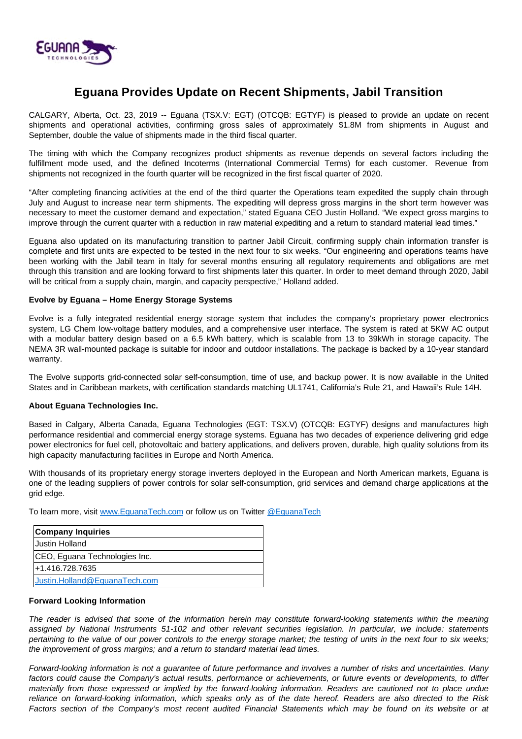# Eguana Provides Update on Recent Shipments, Jabil Transition

CALGARY, Alberta, Oct. 23, 2019 -- Eguana (TSX.V: EGT) (OTCQB: EGTYF) is pleased to provide an update on recent shipments and operational activities, confirming gross sales of approximately $1.8M from shipments in August and September, double the value of shipments made in the third fiscal quarter.

The timing with which the Company recognizes product shipments as revenue depends on several factors including the fulfillment mode used, and the defined Incoterms (International Commercial Terms) for each customer. Revenue from shipments not recognized in the fourth quarter will be recognized in the first fiscal quarter of 2020.

"After completing financing activities at the end of the third quarter the Operations team expedited the supply chain through July and August to increase near term shipments. The expediting will depress gross margins in the short term however was necessary to meet the customer demand and expectation," stated Eguana CEO Justin Holland. "We expect gross margins to improve through the current quarter with a reduction in raw material expediting and a return to standard material lead times."

Eguana also updated on its manufacturing transition to partner Jabil Circuit, confirming supply chain information transfer is complete and first units are expected to be tested in the next four to six weeks. "Our engineering and operations teams have been working with the Jabil team in Italy for several months ensuring all regulatory requirements and obligations are met through this transition and are looking forward to first shipments later this quarter. In order to meet demand through 2020, Jabil will be critical from a supply chain, margin, and capacity perspective," Holland added.

**Evolve by Eguana – Home Energy Storage Systems**

Evolve is a fully integrated residential energy storage system that includes the company's proprietary power electronics system, LG Chem low-voltage battery modules, and a comprehensive user interface. The system is rated at 5KW AC output with a modular battery design based on a 6.5 kWh battery, which is scalable from 13 to 39kWh in storage capacity. The NEMA 3R wall-mounted package is suitable for indoor and outdoor installations. The package is backed by a 10-year standard warranty.

The Evolve supports grid-connected solar self-consumption, time of use, and backup power. It is now available in the United States and in Caribbean markets, with certification standards matching UL1741, California's Rule 21, and Hawaii's Rule 14H.

**About Eguana Technologies Inc.**

Based in Calgary, Alberta Canada, Eguana Technologies (EGT: TSX.V) (OTCQB: EGTYF) designs and manufactures high performance residential and commercial energy storage systems. Eguana has two decades of experience delivering grid edge power electronics for fuel cell, photovoltaic and battery applications, and delivers proven, durable, high quality solutions from its high capacity manufacturing facilities in Europe and North America.

With thousands of its proprietary energy storage inverters deployed in the European and North American markets, Eguana is one of the leading suppliers of power controls for solar self-consumption, grid services and demand charge applications at the grid edge.

To learn more, visit www.EguanaTech.com or follow us on Twitter @EguanaTech

| **Company Inquiries** |
| --- |
| Justin Holland |
| CEO, Eguana Technologies Inc. |
| +1.416.728.7635 |
| Justin.Holland@EguanaTech.com |

**Forward Looking Information**

*The reader is advised that some of the information herein may constitute forward-looking statements within the meaning assigned by National Instruments 51-102 and other relevant securities legislation. In particular, we include: statements pertaining to the value of our power controls to the energy storage market; the testing of units in the next four to six weeks; the improvement of gross margins; and a return to standard material lead times.*

*Forward-looking information is not a guarantee of future performance and involves a number of risks and uncertainties. Many factors could cause the Company's actual results, performance or achievements, or future events or developments, to differ materially from those expressed or implied by the forward-looking information. Readers are cautioned not to place undue reliance on forward-looking information, which speaks only as of the date hereof. Readers are also directed to the Risk Factors section of the Company's most recent audited Financial Statements which may be found on its website or at*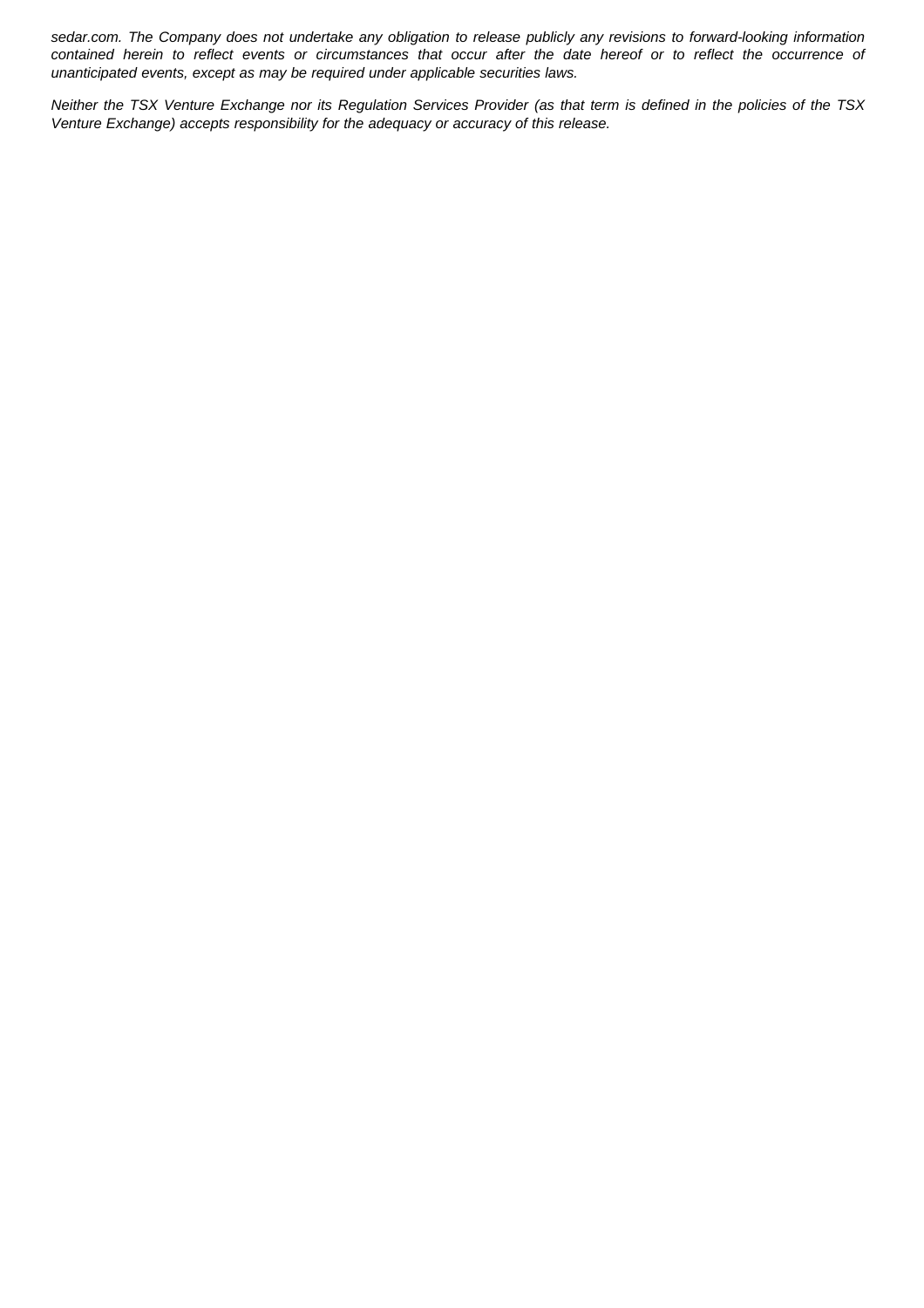*sedar.com. The Company does not undertake any obligation to release publicly any revisions to forward-looking information contained herein to reflect events or circumstances that occur after the date hereof or to reflect the occurrence of unanticipated events, except as may be required under applicable securities laws.*

*Neither the TSX Venture Exchange nor its Regulation Services Provider (as that term is defined in the policies of the TSX Venture Exchange) accepts responsibility for the adequacy or accuracy of this release.*